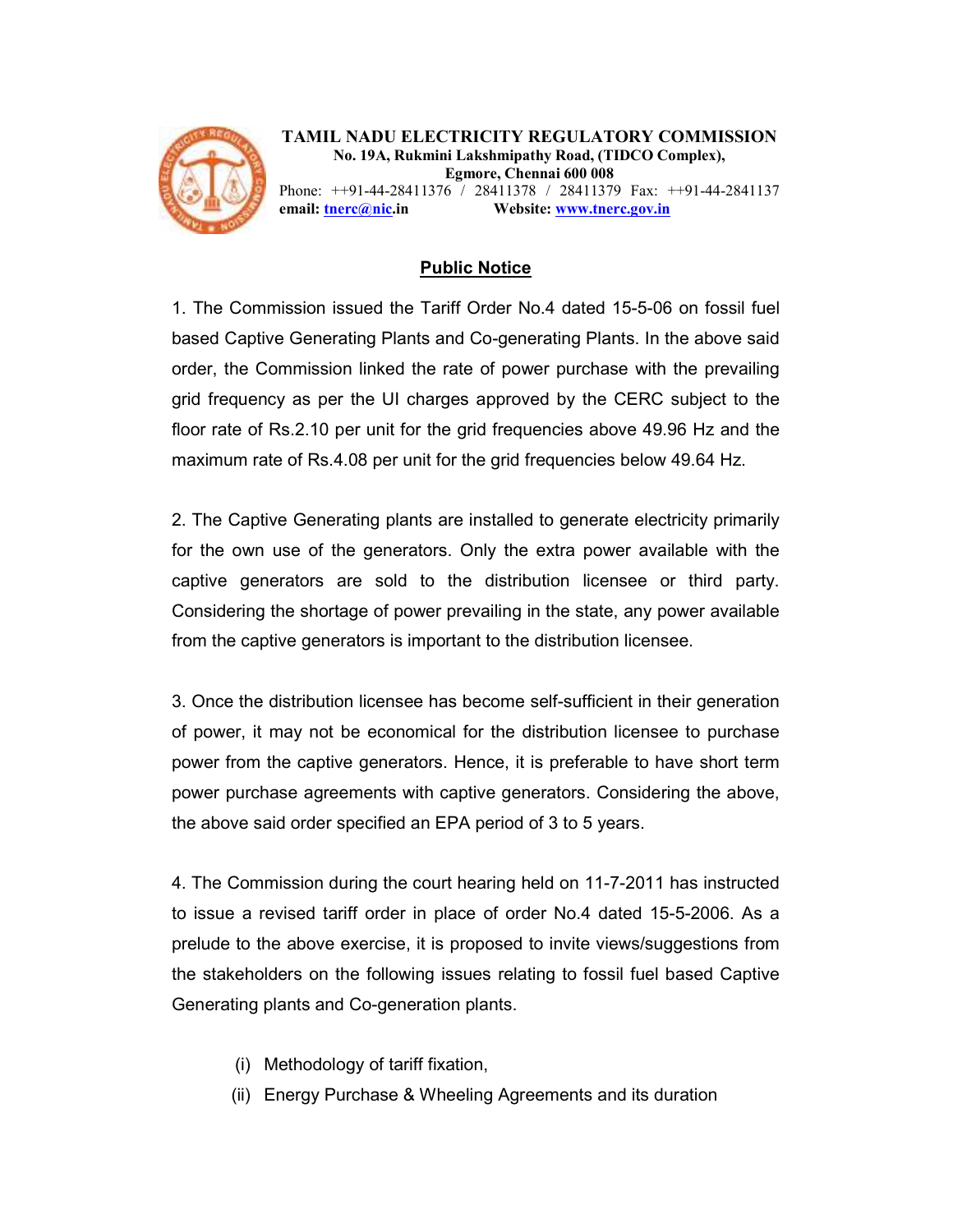**TAMIL NADU ELECTRICITY REGULATORY COMMISSION**
**No. 19A, Rukmini Lakshmipathy Road, (TIDCO Complex),**
**Egmore, Chennai 600 008**
Phone: ++91-44-28411376 / 28411378 / 28411379 Fax: ++91-44-2841137
**email:** tnerc@nic.in **Website:** www.tnerc.gov.in

## Public Notice

1. The Commission issued the Tariff Order No.4 dated 15-5-06 on fossil fuel based Captive Generating Plants and Co-generating Plants. In the above said order, the Commission linked the rate of power purchase with the prevailing grid frequency as per the UI charges approved by the CERC subject to the floor rate of Rs.2.10 per unit for the grid frequencies above 49.96 Hz and the maximum rate of Rs.4.08 per unit for the grid frequencies below 49.64 Hz.

2. The Captive Generating plants are installed to generate electricity primarily for the own use of the generators. Only the extra power available with the captive generators are sold to the distribution licensee or third party. Considering the shortage of power prevailing in the state, any power available from the captive generators is important to the distribution licensee.

3. Once the distribution licensee has become self-sufficient in their generation of power, it may not be economical for the distribution licensee to purchase power from the captive generators. Hence, it is preferable to have short term power purchase agreements with captive generators. Considering the above, the above said order specified an EPA period of 3 to 5 years.

4. The Commission during the court hearing held on 11-7-2011 has instructed to issue a revised tariff order in place of order No.4 dated 15-5-2006. As a prelude to the above exercise, it is proposed to invite views/suggestions from the stakeholders on the following issues relating to fossil fuel based Captive Generating plants and Co-generation plants.

(i) Methodology of tariff fixation,
(ii) Energy Purchase & Wheeling Agreements and its duration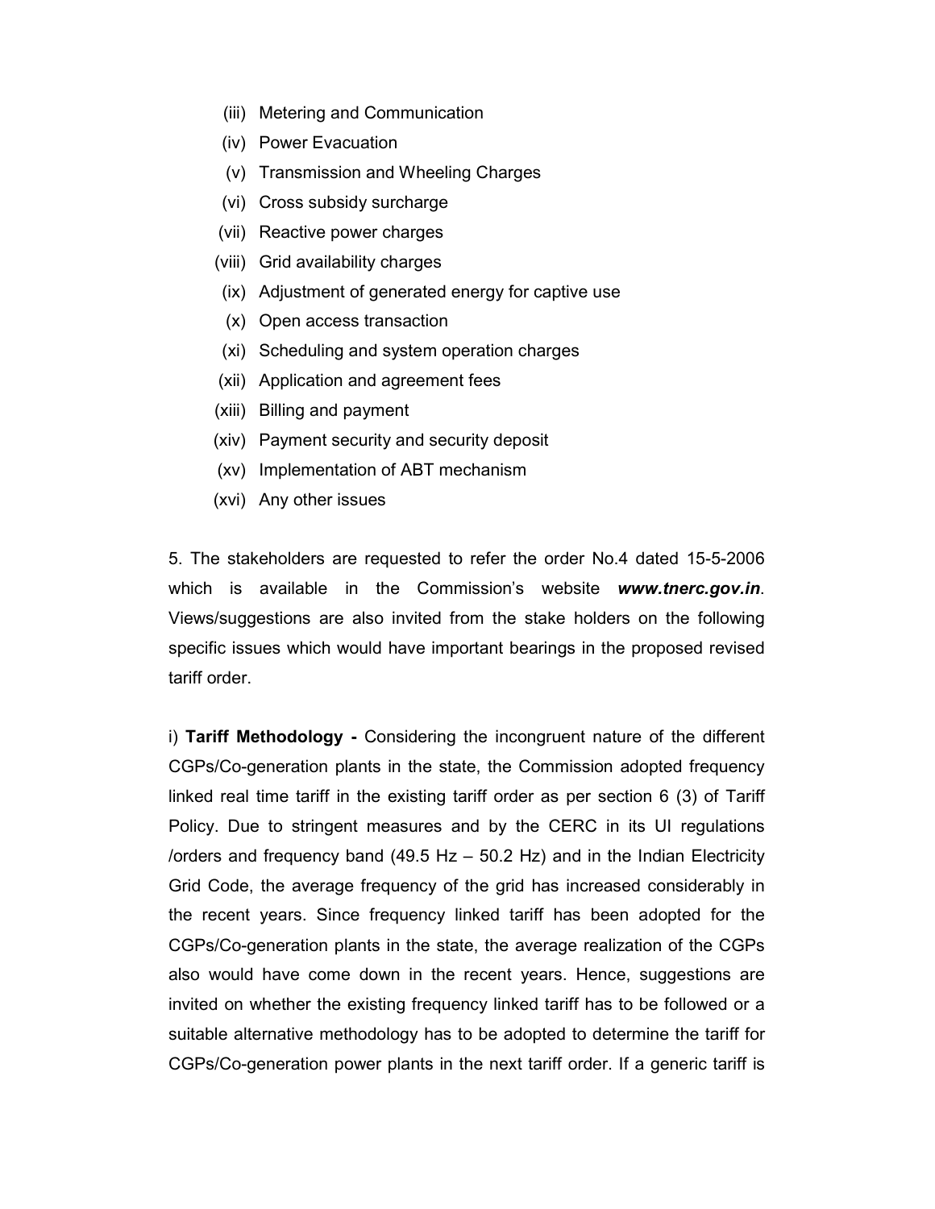(iii) Metering and Communication

(iv) Power Evacuation

(v) Transmission and Wheeling Charges

(vi) Cross subsidy surcharge

(vii) Reactive power charges

(viii) Grid availability charges

(ix) Adjustment of generated energy for captive use

(x) Open access transaction

(xi) Scheduling and system operation charges

(xii) Application and agreement fees

(xiii) Billing and payment

(xiv) Payment security and security deposit

(xv) Implementation of ABT mechanism

(xvi) Any other issues

5. The stakeholders are requested to refer the order No.4 dated 15-5-2006 which is available in the Commission's website ***www.tnerc.gov.in***. Views/suggestions are also invited from the stake holders on the following specific issues which would have important bearings in the proposed revised tariff order.

i) **Tariff Methodology -** Considering the incongruent nature of the different CGPs/Co-generation plants in the state, the Commission adopted frequency linked real time tariff in the existing tariff order as per section 6 (3) of Tariff Policy. Due to stringent measures and by the CERC in its UI regulations /orders and frequency band (49.5 Hz – 50.2 Hz) and in the Indian Electricity Grid Code, the average frequency of the grid has increased considerably in the recent years. Since frequency linked tariff has been adopted for the CGPs/Co-generation plants in the state, the average realization of the CGPs also would have come down in the recent years. Hence, suggestions are invited on whether the existing frequency linked tariff has to be followed or a suitable alternative methodology has to be adopted to determine the tariff for CGPs/Co-generation power plants in the next tariff order. If a generic tariff is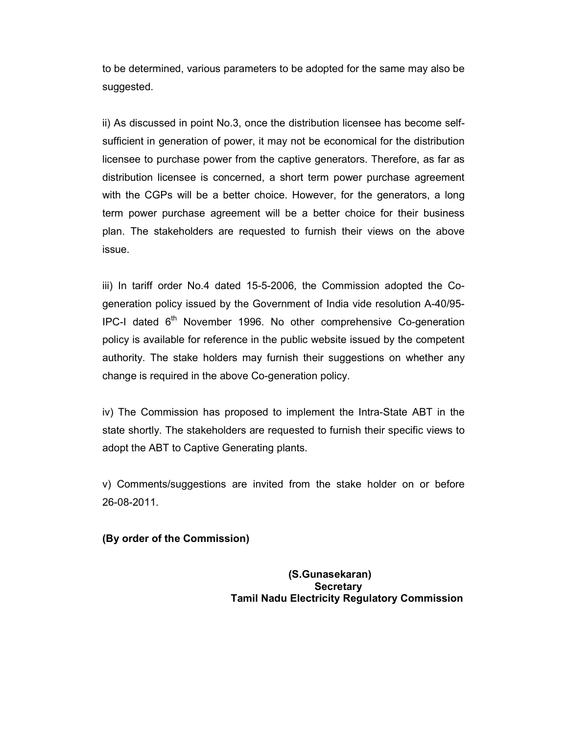to be determined, various parameters to be adopted for the same may also be suggested.

ii) As discussed in point No.3, once the distribution licensee has become self-sufficient in generation of power, it may not be economical for the distribution licensee to purchase power from the captive generators. Therefore, as far as distribution licensee is concerned, a short term power purchase agreement with the CGPs will be a better choice. However, for the generators, a long term power purchase agreement will be a better choice for their business plan. The stakeholders are requested to furnish their views on the above issue.

iii) In tariff order No.4 dated 15-5-2006, the Commission adopted the Co-generation policy issued by the Government of India vide resolution A-40/95-IPC-I dated 6th November 1996. No other comprehensive Co-generation policy is available for reference in the public website issued by the competent authority. The stake holders may furnish their suggestions on whether any change is required in the above Co-generation policy.

iv) The Commission has proposed to implement the Intra-State ABT in the state shortly. The stakeholders are requested to furnish their specific views to adopt the ABT to Captive Generating plants.

v) Comments/suggestions are invited from the stake holder on or before 26-08-2011.

**(By order of the Commission)**

**(S.Gunasekaran)**
**Secretary**
**Tamil Nadu Electricity Regulatory Commission**